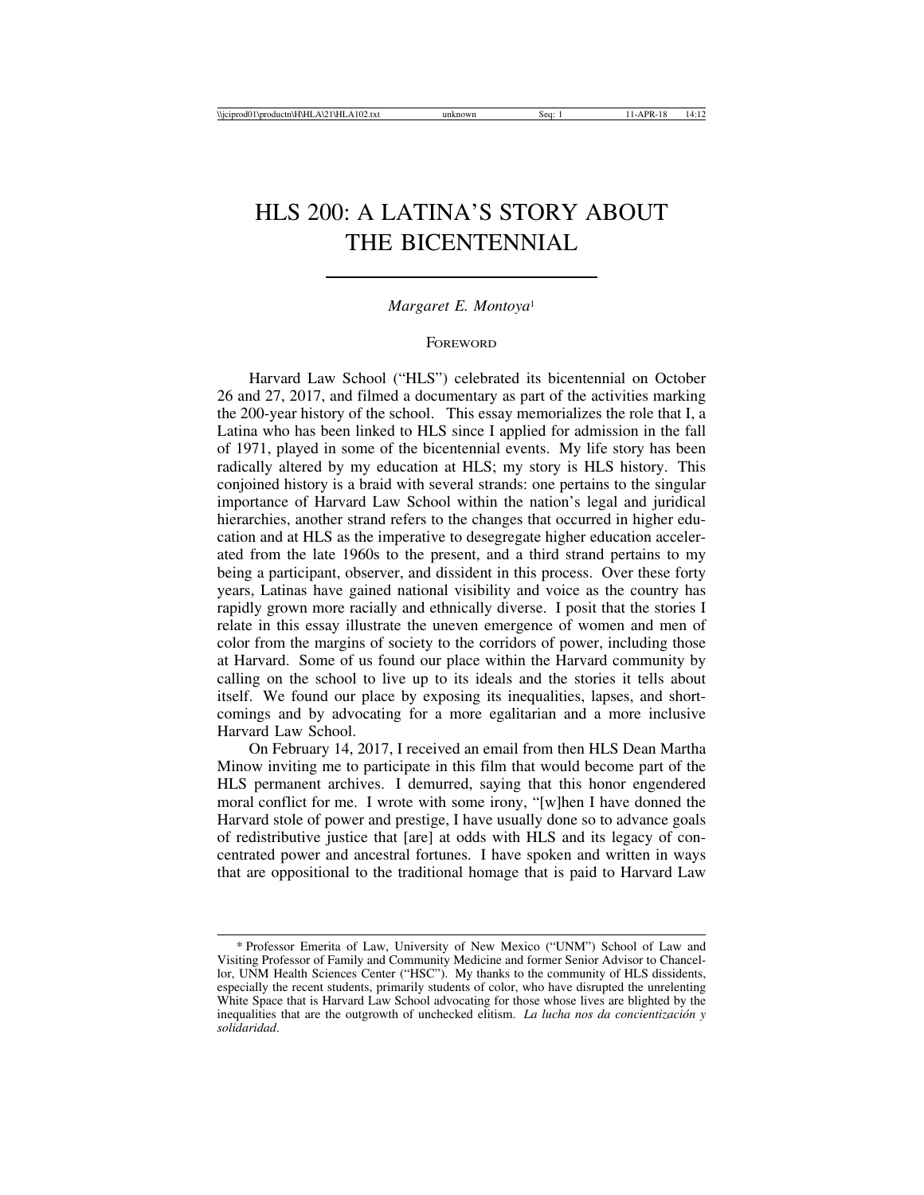# HLS 200: A LATINA'S STORY ABOUT THE BICENTENNIAL

*Margaret E. Montoya*[1]

## Foreword

Harvard Law School ("HLS") celebrated its bicentennial on October 26 and 27, 2017, and filmed a documentary as part of the activities marking the 200-year history of the school. This essay memorializes the role that I, a Latina who has been linked to HLS since I applied for admission in the fall of 1971, played in some of the bicentennial events. My life story has been radically altered by my education at HLS; my story is HLS history. This conjoined history is a braid with several strands: one pertains to the singular importance of Harvard Law School within the nation's legal and juridical hierarchies, another strand refers to the changes that occurred in higher education and at HLS as the imperative to desegregate higher education accelerated from the late 1960s to the present, and a third strand pertains to my being a participant, observer, and dissident in this process. Over these forty years, Latinas have gained national visibility and voice as the country has rapidly grown more racially and ethnically diverse. I posit that the stories I relate in this essay illustrate the uneven emergence of women and men of color from the margins of society to the corridors of power, including those at Harvard. Some of us found our place within the Harvard community by calling on the school to live up to its ideals and the stories it tells about itself. We found our place by exposing its inequalities, lapses, and shortcomings and by advocating for a more egalitarian and a more inclusive Harvard Law School.

On February 14, 2017, I received an email from then HLS Dean Martha Minow inviting me to participate in this film that would become part of the HLS permanent archives. I demurred, saying that this honor engendered moral conflict for me. I wrote with some irony, "[w]hen I have donned the Harvard stole of power and prestige, I have usually done so to advance goals of redistributive justice that [are] at odds with HLS and its legacy of concentrated power and ancestral fortunes. I have spoken and written in ways that are oppositional to the traditional homage that is paid to Harvard Law

---

* Professor Emerita of Law, University of New Mexico ("UNM") School of Law and Visiting Professor of Family and Community Medicine and former Senior Advisor to Chancellor, UNM Health Sciences Center ("HSC"). My thanks to the community of HLS dissidents, especially the recent students, primarily students of color, who have disrupted the unrelenting White Space that is Harvard Law School advocating for those whose lives are blighted by the inequalities that are the outgrowth of unchecked elitism. *La lucha nos da concientización y solidaridad.*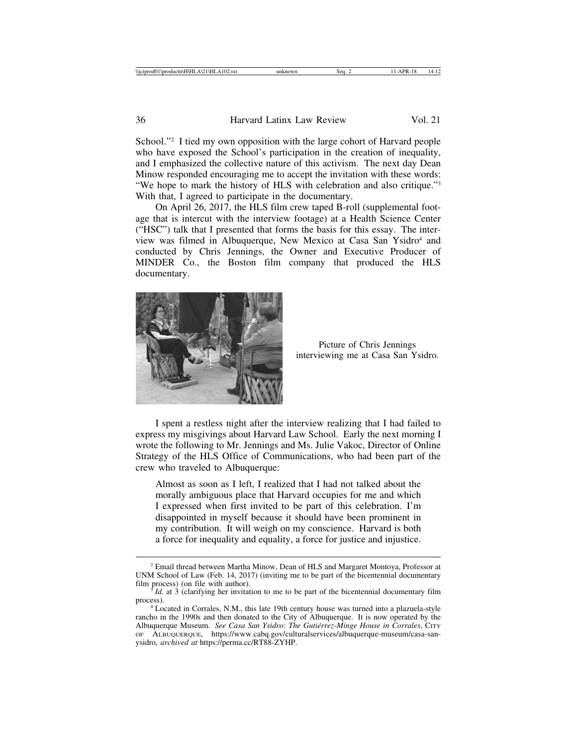School."[2] I tied my own opposition with the large cohort of Harvard people who have exposed the School's participation in the creation of inequality, and I emphasized the collective nature of this activism. The next day Dean Minow responded encouraging me to accept the invitation with these words: "We hope to mark the history of HLS with celebration and also critique."[3] With that, I agreed to participate in the documentary.

On April 26, 2017, the HLS film crew taped B-roll (supplemental footage that is intercut with the interview footage) at a Health Science Center ("HSC") talk that I presented that forms the basis for this essay. The interview was filmed in Albuquerque, New Mexico at Casa San Ysidro[4] and conducted by Chris Jennings, the Owner and Executive Producer of MINDER Co., the Boston film company that produced the HLS documentary.

Picture of Chris Jennings interviewing me at Casa San Ysidro.

I spent a restless night after the interview realizing that I had failed to express my misgivings about Harvard Law School. Early the next morning I wrote the following to Mr. Jennings and Ms. Julie Vakoc, Director of Online Strategy of the HLS Office of Communications, who had been part of the crew who traveled to Albuquerque:

> Almost as soon as I left, I realized that I had not talked about the morally ambiguous place that Harvard occupies for me and which I expressed when first invited to be part of this celebration. I'm disappointed in myself because it should have been prominent in my contribution. It will weigh on my conscience. Harvard is both a force for inequality and equality, a force for justice and injustice.

---

[2] Email thread between Martha Minow, Dean of HLS and Margaret Montoya, Professor at UNM School of Law (Feb. 14, 2017) (inviting me to be part of the bicentennial documentary film process) (on file with author).

[3] *Id.* at 3 (clarifying her invitation to me to be part of the bicentennial documentary film process).

[4] Located in Corrales, N.M., this late 19th century house was turned into a plazuela-style rancho in the 1990s and then donated to the City of Albuquerque. It is now operated by the Albuquerque Museum. *See Casa San Ysidro: The Gutiérrez-Minge House in Corrales*, City of Albuquerque, https://www.cabq.gov/culturalservices/albuquerque-museum/casa-san-ysidro, *archived at* https://perma.cc/RT88-ZYHP.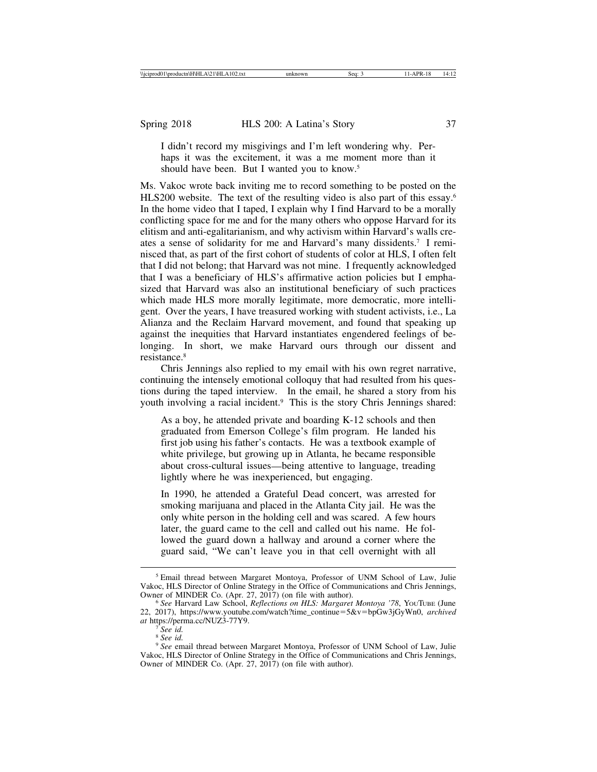> I didn't record my misgivings and I'm left wondering why. Perhaps it was the excitement, it was a me moment more than it should have been. But I wanted you to know.[5]

Ms. Vakoc wrote back inviting me to record something to be posted on the HLS200 website. The text of the resulting video is also part of this essay.[6] In the home video that I taped, I explain why I find Harvard to be a morally conflicting space for me and for the many others who oppose Harvard for its elitism and anti-egalitarianism, and why activism within Harvard's walls creates a sense of solidarity for me and Harvard's many dissidents.[7] I reminisced that, as part of the first cohort of students of color at HLS, I often felt that I did not belong; that Harvard was not mine. I frequently acknowledged that I was a beneficiary of HLS's affirmative action policies but I emphasized that Harvard was also an institutional beneficiary of such practices which made HLS more morally legitimate, more democratic, more intelligent. Over the years, I have treasured working with student activists, i.e., La Alianza and the Reclaim Harvard movement, and found that speaking up against the inequities that Harvard instantiates engendered feelings of belonging. In short, we make Harvard ours through our dissent and resistance.[8]

Chris Jennings also replied to my email with his own regret narrative, continuing the intensely emotional colloquy that had resulted from his questions during the taped interview. In the email, he shared a story from his youth involving a racial incident.[9] This is the story Chris Jennings shared:

> As a boy, he attended private and boarding K-12 schools and then graduated from Emerson College's film program. He landed his first job using his father's contacts. He was a textbook example of white privilege, but growing up in Atlanta, he became responsible about cross-cultural issues—being attentive to language, treading lightly where he was inexperienced, but engaging.
>
> In 1990, he attended a Grateful Dead concert, was arrested for smoking marijuana and placed in the Atlanta City jail. He was the only white person in the holding cell and was scared. A few hours later, the guard came to the cell and called out his name. He followed the guard down a hallway and around a corner where the guard said, "We can't leave you in that cell overnight with all

---

[5] Email thread between Margaret Montoya, Professor of UNM School of Law, Julie Vakoc, HLS Director of Online Strategy in the Office of Communications and Chris Jennings, Owner of MINDER Co. (Apr. 27, 2017) (on file with author).

[6] *See* Harvard Law School, *Reflections on HLS: Margaret Montoya '78*, YouTube (June 22, 2017), https://www.youtube.com/watch?time_continue=5&v=bpGw3jGyWn0, *archived at* https://perma.cc/NUZ3-77Y9.

[7] *See id.*

[8] *See id.*

[9] *See* email thread between Margaret Montoya, Professor of UNM School of Law, Julie Vakoc, HLS Director of Online Strategy in the Office of Communications and Chris Jennings, Owner of MINDER Co. (Apr. 27, 2017) (on file with author).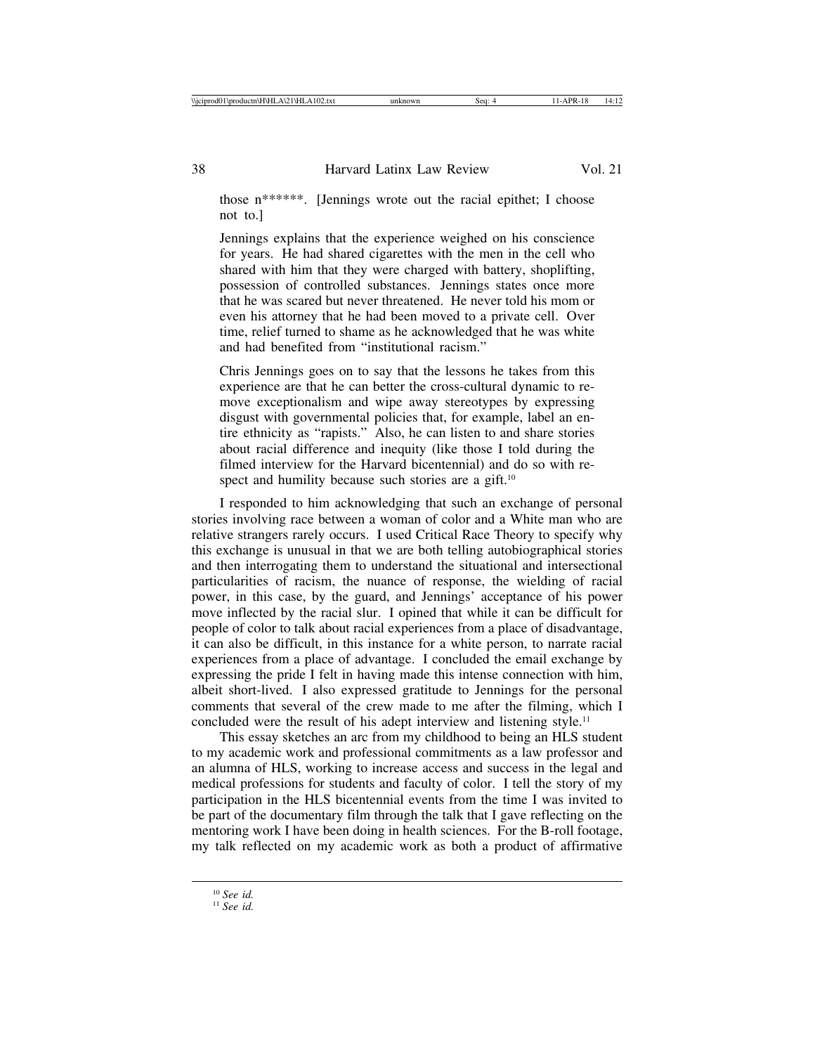> those n******. [Jennings wrote out the racial epithet; I choose not to.]
>
> Jennings explains that the experience weighed on his conscience for years. He had shared cigarettes with the men in the cell who shared with him that they were charged with battery, shoplifting, possession of controlled substances. Jennings states once more that he was scared but never threatened. He never told his mom or even his attorney that he had been moved to a private cell. Over time, relief turned to shame as he acknowledged that he was white and had benefited from "institutional racism."
>
> Chris Jennings goes on to say that the lessons he takes from this experience are that he can better the cross-cultural dynamic to remove exceptionalism and wipe away stereotypes by expressing disgust with governmental policies that, for example, label an entire ethnicity as "rapists." Also, he can listen to and share stories about racial difference and inequity (like those I told during the filmed interview for the Harvard bicentennial) and do so with respect and humility because such stories are a gift.[10]

I responded to him acknowledging that such an exchange of personal stories involving race between a woman of color and a White man who are relative strangers rarely occurs. I used Critical Race Theory to specify why this exchange is unusual in that we are both telling autobiographical stories and then interrogating them to understand the situational and intersectional particularities of racism, the nuance of response, the wielding of racial power, in this case, by the guard, and Jennings' acceptance of his power move inflected by the racial slur. I opined that while it can be difficult for people of color to talk about racial experiences from a place of disadvantage, it can also be difficult, in this instance for a white person, to narrate racial experiences from a place of advantage. I concluded the email exchange by expressing the pride I felt in having made this intense connection with him, albeit short-lived. I also expressed gratitude to Jennings for the personal comments that several of the crew made to me after the filming, which I concluded were the result of his adept interview and listening style.[11]

This essay sketches an arc from my childhood to being an HLS student to my academic work and professional commitments as a law professor and an alumna of HLS, working to increase access and success in the legal and medical professions for students and faculty of color. I tell the story of my participation in the HLS bicentennial events from the time I was invited to be part of the documentary film through the talk that I gave reflecting on the mentoring work I have been doing in health sciences. For the B-roll footage, my talk reflected on my academic work as both a product of affirmative

---

[10] *See id.*

[11] *See id.*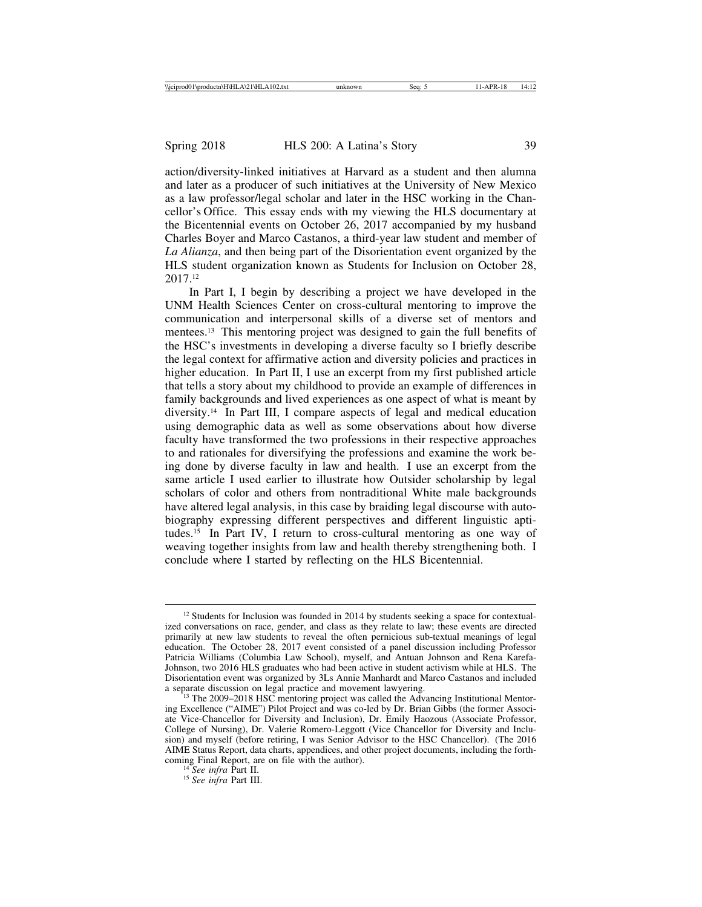action/diversity-linked initiatives at Harvard as a student and then alumna and later as a producer of such initiatives at the University of New Mexico as a law professor/legal scholar and later in the HSC working in the Chancellor's Office. This essay ends with my viewing the HLS documentary at the Bicentennial events on October 26, 2017 accompanied by my husband Charles Boyer and Marco Castanos, a third-year law student and member of *La Alianza*, and then being part of the Disorientation event organized by the HLS student organization known as Students for Inclusion on October 28, 2017.[12]

In Part I, I begin by describing a project we have developed in the UNM Health Sciences Center on cross-cultural mentoring to improve the communication and interpersonal skills of a diverse set of mentors and mentees.[13] This mentoring project was designed to gain the full benefits of the HSC's investments in developing a diverse faculty so I briefly describe the legal context for affirmative action and diversity policies and practices in higher education. In Part II, I use an excerpt from my first published article that tells a story about my childhood to provide an example of differences in family backgrounds and lived experiences as one aspect of what is meant by diversity.[14] In Part III, I compare aspects of legal and medical education using demographic data as well as some observations about how diverse faculty have transformed the two professions in their respective approaches to and rationales for diversifying the professions and examine the work being done by diverse faculty in law and health. I use an excerpt from the same article I used earlier to illustrate how Outsider scholarship by legal scholars of color and others from nontraditional White male backgrounds have altered legal analysis, in this case by braiding legal discourse with autobiography expressing different perspectives and different linguistic aptitudes.[15] In Part IV, I return to cross-cultural mentoring as one way of weaving together insights from law and health thereby strengthening both. I conclude where I started by reflecting on the HLS Bicentennial.

---

[12] Students for Inclusion was founded in 2014 by students seeking a space for contextualized conversations on race, gender, and class as they relate to law; these events are directed primarily at new law students to reveal the often pernicious sub-textual meanings of legal education. The October 28, 2017 event consisted of a panel discussion including Professor Patricia Williams (Columbia Law School), myself, and Antuan Johnson and Rena Karefa-Johnson, two 2016 HLS graduates who had been active in student activism while at HLS. The Disorientation event was organized by 3Ls Annie Manhardt and Marco Castanos and included a separate discussion on legal practice and movement lawyering.

[13] The 2009–2018 HSC mentoring project was called the Advancing Institutional Mentoring Excellence ("AIME") Pilot Project and was co-led by Dr. Brian Gibbs (the former Associate Vice-Chancellor for Diversity and Inclusion), Dr. Emily Haozous (Associate Professor, College of Nursing), Dr. Valerie Romero-Leggott (Vice Chancellor for Diversity and Inclusion) and myself (before retiring, I was Senior Advisor to the HSC Chancellor). (The 2016 AIME Status Report, data charts, appendices, and other project documents, including the forthcoming Final Report, are on file with the author).

[14] *See infra* Part II.

[15] *See infra* Part III.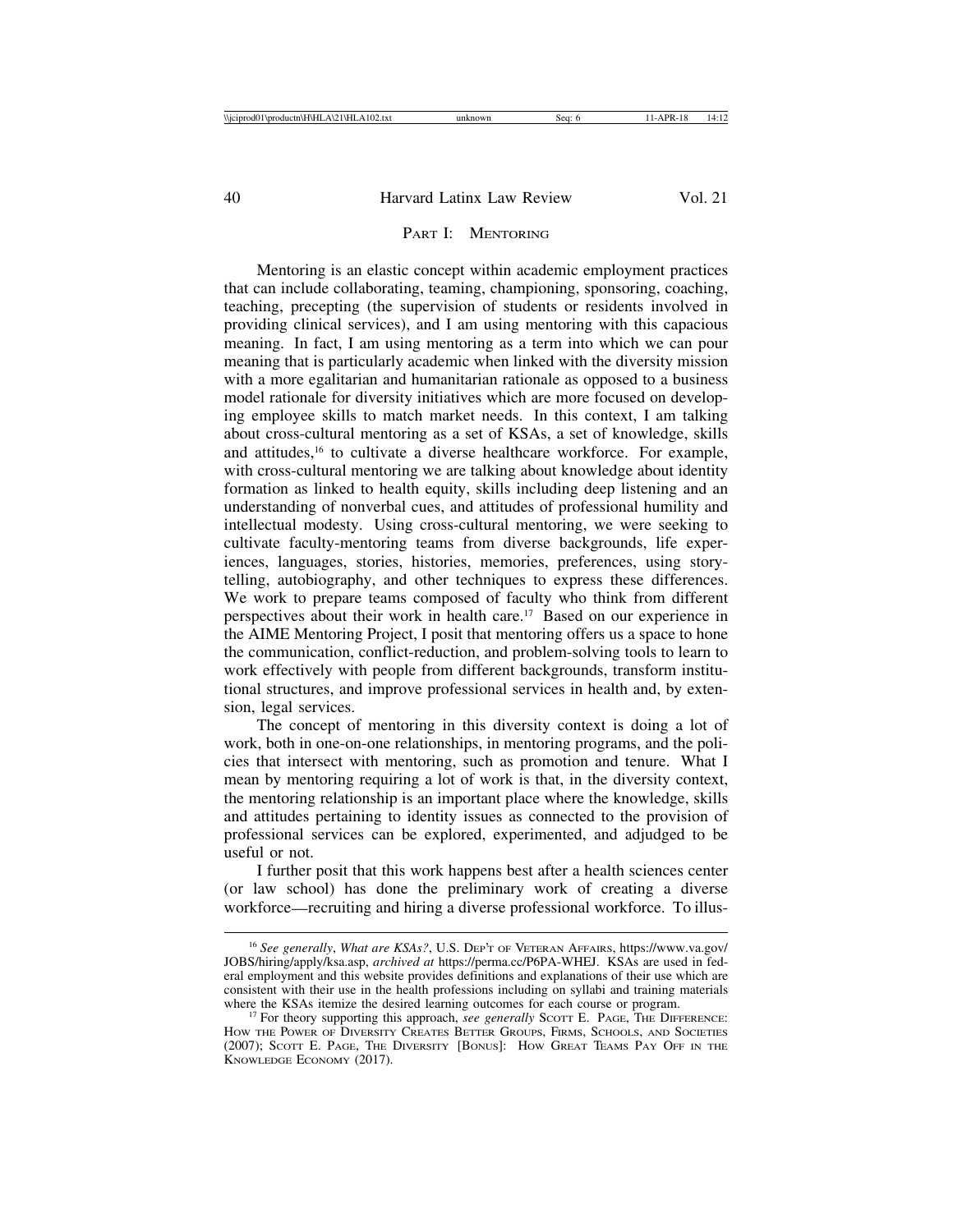## Part I: Mentoring

Mentoring is an elastic concept within academic employment practices that can include collaborating, teaming, championing, sponsoring, coaching, teaching, precepting (the supervision of students or residents involved in providing clinical services), and I am using mentoring with this capacious meaning. In fact, I am using mentoring as a term into which we can pour meaning that is particularly academic when linked with the diversity mission with a more egalitarian and humanitarian rationale as opposed to a business model rationale for diversity initiatives which are more focused on developing employee skills to match market needs. In this context, I am talking about cross-cultural mentoring as a set of KSAs, a set of knowledge, skills and attitudes,[16] to cultivate a diverse healthcare workforce. For example, with cross-cultural mentoring we are talking about knowledge about identity formation as linked to health equity, skills including deep listening and an understanding of nonverbal cues, and attitudes of professional humility and intellectual modesty. Using cross-cultural mentoring, we were seeking to cultivate faculty-mentoring teams from diverse backgrounds, life experiences, languages, stories, histories, memories, preferences, using storytelling, autobiography, and other techniques to express these differences. We work to prepare teams composed of faculty who think from different perspectives about their work in health care.[17] Based on our experience in the AIME Mentoring Project, I posit that mentoring offers us a space to hone the communication, conflict-reduction, and problem-solving tools to learn to work effectively with people from different backgrounds, transform institutional structures, and improve professional services in health and, by extension, legal services.

The concept of mentoring in this diversity context is doing a lot of work, both in one-on-one relationships, in mentoring programs, and the policies that intersect with mentoring, such as promotion and tenure. What I mean by mentoring requiring a lot of work is that, in the diversity context, the mentoring relationship is an important place where the knowledge, skills and attitudes pertaining to identity issues as connected to the provision of professional services can be explored, experimented, and adjudged to be useful or not.

I further posit that this work happens best after a health sciences center (or law school) has done the preliminary work of creating a diverse workforce—recruiting and hiring a diverse professional workforce. To illus-

---

[16] *See generally*, *What are KSAs?*, U.S. Dep't of Veteran Affairs, https://www.va.gov/JOBS/hiring/apply/ksa.asp, *archived at* https://perma.cc/P6PA-WHEJ. KSAs are used in federal employment and this website provides definitions and explanations of their use which are consistent with their use in the health professions including on syllabi and training materials where the KSAs itemize the desired learning outcomes for each course or program.

[17] For theory supporting this approach, *see generally* Scott E. Page, The Difference: How the Power of Diversity Creates Better Groups, Firms, Schools, and Societies (2007); Scott E. Page, The Diversity [Bonus]: How Great Teams Pay Off in the Knowledge Economy (2017).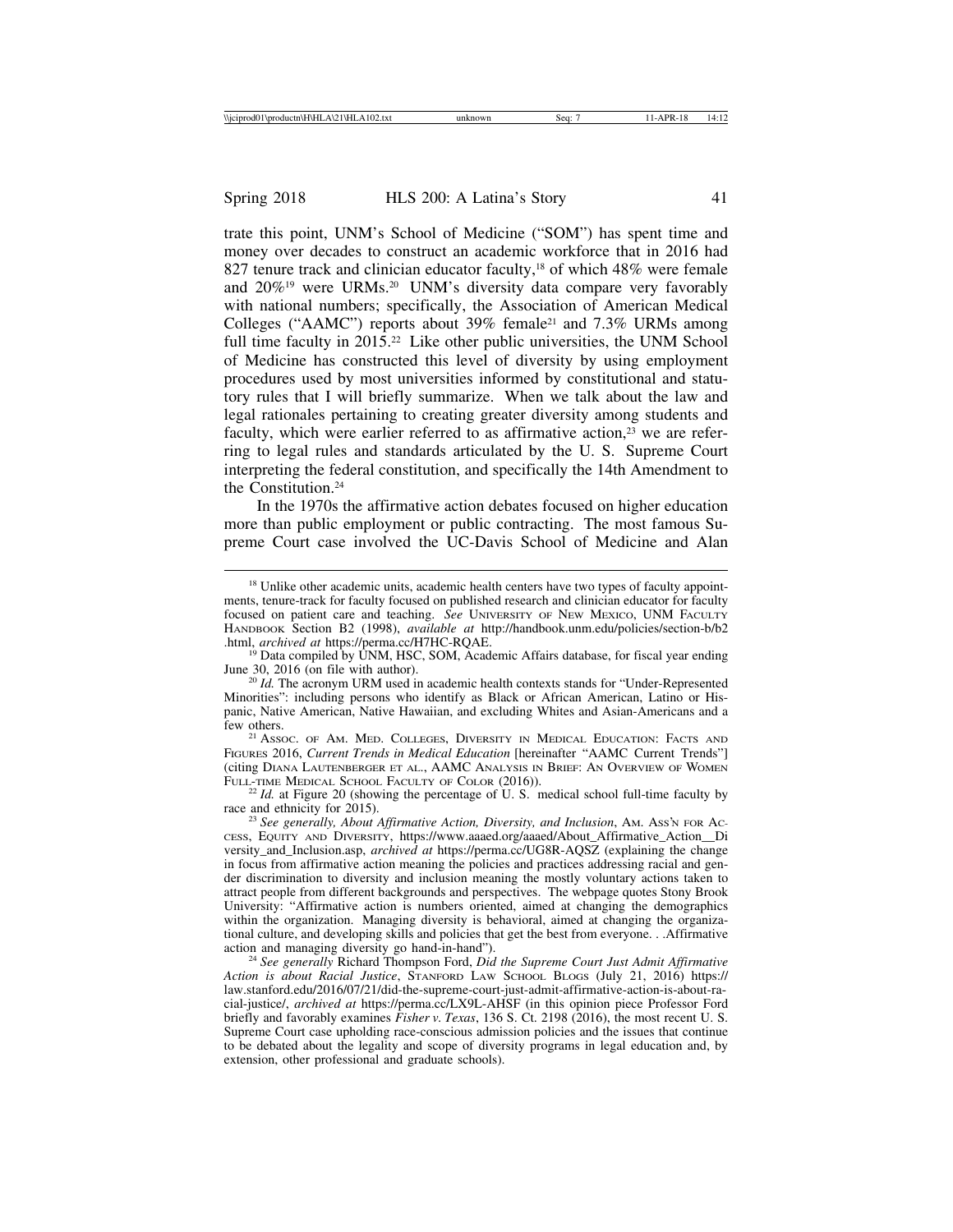trate this point, UNM's School of Medicine ("SOM") has spent time and money over decades to construct an academic workforce that in 2016 had 827 tenure track and clinician educator faculty,[18] of which 48% were female and 20%[19] were URMs.[20] UNM's diversity data compare very favorably with national numbers; specifically, the Association of American Medical Colleges ("AAMC") reports about 39% female[21] and 7.3% URMs among full time faculty in 2015.[22] Like other public universities, the UNM School of Medicine has constructed this level of diversity by using employment procedures used by most universities informed by constitutional and statutory rules that I will briefly summarize. When we talk about the law and legal rationales pertaining to creating greater diversity among students and faculty, which were earlier referred to as affirmative action,[23] we are referring to legal rules and standards articulated by the U. S. Supreme Court interpreting the federal constitution, and specifically the 14th Amendment to the Constitution.[24]

In the 1970s the affirmative action debates focused on higher education more than public employment or public contracting. The most famous Supreme Court case involved the UC-Davis School of Medicine and Alan

---

[18] Unlike other academic units, academic health centers have two types of faculty appointments, tenure-track for faculty focused on published research and clinician educator for faculty focused on patient care and teaching. *See* University of New Mexico, UNM Faculty Handbook Section B2 (1998), *available at* http://handbook.unm.edu/policies/section-b/b2.html, *archived at* https://perma.cc/H7HC-RQAE.

[19] Data compiled by UNM, HSC, SOM, Academic Affairs database, for fiscal year ending June 30, 2016 (on file with author).

[20] *Id.* The acronym URM used in academic health contexts stands for "Under-Represented Minorities": including persons who identify as Black or African American, Latino or Hispanic, Native American, Native Hawaiian, and excluding Whites and Asian-Americans and a few others.

[21] Assoc. of Am. Med. Colleges, Diversity in Medical Education: Facts and Figures 2016, *Current Trends in Medical Education* [hereinafter "AAMC Current Trends"] (citing Diana Lautenberger et al., AAMC Analysis in Brief: An Overview of Women Full-time Medical School Faculty of Color (2016)).

[22] *Id.* at Figure 20 (showing the percentage of U. S. medical school full-time faculty by race and ethnicity for 2015).

[23] *See generally, About Affirmative Action, Diversity, and Inclusion*, Am. Ass'n for Access, Equity and Diversity, https://www.aaaed.org/aaaed/About_Affirmative_Action__Diversity_and_Inclusion.asp, *archived at* https://perma.cc/UG8R-AQSZ (explaining the change in focus from affirmative action meaning the policies and practices addressing racial and gender discrimination to diversity and inclusion meaning the mostly voluntary actions taken to attract people from different backgrounds and perspectives. The webpage quotes Stony Brook University: "Affirmative action is numbers oriented, aimed at changing the demographics within the organization. Managing diversity is behavioral, aimed at changing the organizational culture, and developing skills and policies that get the best from everyone. . .Affirmative action and managing diversity go hand-in-hand").

[24] *See generally* Richard Thompson Ford, *Did the Supreme Court Just Admit Affirmative Action is about Racial Justice*, Stanford Law School Blogs (July 21, 2016) https://law.stanford.edu/2016/07/21/did-the-supreme-court-just-admit-affirmative-action-is-about-racial-justice/, *archived at* https://perma.cc/LX9L-AHSF (in this opinion piece Professor Ford briefly and favorably examines *Fisher v. Texas*, 136 S. Ct. 2198 (2016), the most recent U. S. Supreme Court case upholding race-conscious admission policies and the issues that continue to be debated about the legality and scope of diversity programs in legal education and, by extension, other professional and graduate schools).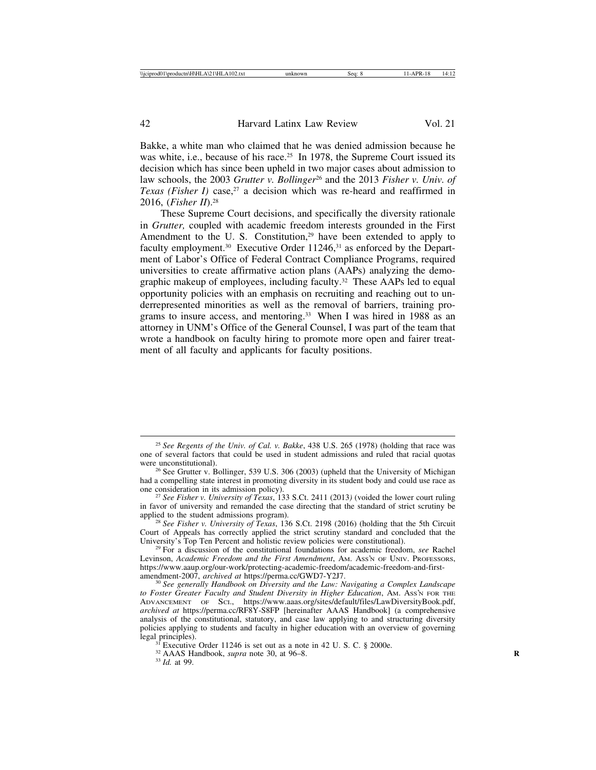Bakke, a white man who claimed that he was denied admission because he was white, i.e., because of his race.[25] In 1978, the Supreme Court issued its decision which has since been upheld in two major cases about admission to law schools, the 2003 *Grutter v. Bollinger*[26] and the 2013 *Fisher v. Univ. of Texas (Fisher I)* case,[27] a decision which was re-heard and reaffirmed in 2016, (*Fisher II*).[28]

These Supreme Court decisions, and specifically the diversity rationale in *Grutter,* coupled with academic freedom interests grounded in the First Amendment to the U. S. Constitution,[29] have been extended to apply to faculty employment.[30] Executive Order 11246,[31] as enforced by the Department of Labor's Office of Federal Contract Compliance Programs, required universities to create affirmative action plans (AAPs) analyzing the demographic makeup of employees, including faculty.[32] These AAPs led to equal opportunity policies with an emphasis on recruiting and reaching out to underrepresented minorities as well as the removal of barriers, training programs to insure access, and mentoring.[33] When I was hired in 1988 as an attorney in UNM's Office of the General Counsel, I was part of the team that wrote a handbook on faculty hiring to promote more open and fairer treatment of all faculty and applicants for faculty positions.

---

[25] *See Regents of the Univ. of Cal. v. Bakke*, 438 U.S. 265 (1978) (holding that race was one of several factors that could be used in student admissions and ruled that racial quotas were unconstitutional).

[26] See Grutter v. Bollinger, 539 U.S. 306 (2003) (upheld that the University of Michigan had a compelling state interest in promoting diversity in its student body and could use race as one consideration in its admission policy).

[27] *See Fisher v. University of Texas*, 133 S.Ct. 2411 (2013) (voided the lower court ruling in favor of university and remanded the case directing that the standard of strict scrutiny be applied to the student admissions program).

[28] *See Fisher v. University of Texas*, 136 S.Ct. 2198 (2016) (holding that the 5th Circuit Court of Appeals has correctly applied the strict scrutiny standard and concluded that the University's Top Ten Percent and holistic review policies were constitutional).

[29] For a discussion of the constitutional foundations for academic freedom, *see* Rachel Levinson, *Academic Freedom and the First Amendment*, Am. Ass'n of Univ. Professors, https://www.aaup.org/our-work/protecting-academic-freedom/academic-freedom-and-first-amendment-2007, *archived at* https://perma.cc/GWD7-Y2J7.

[30] *See generally Handbook on Diversity and the Law: Navigating a Complex Landscape to Foster Greater Faculty and Student Diversity in Higher Education*, Am. Ass'n for the Advancement of Sci., https://www.aaas.org/sites/default/files/LawDiversityBook.pdf, *archived at* https://perma.cc/RF8Y-S8FP [hereinafter AAAS Handbook] (a comprehensive analysis of the constitutional, statutory, and case law applying to and structuring diversity policies applying to students and faculty in higher education with an overview of governing legal principles).

[31] Executive Order 11246 is set out as a note in 42 U. S. C. § 2000e.

[32] AAAS Handbook, *supra* note 30, at 96–8.

[33] *Id.* at 99.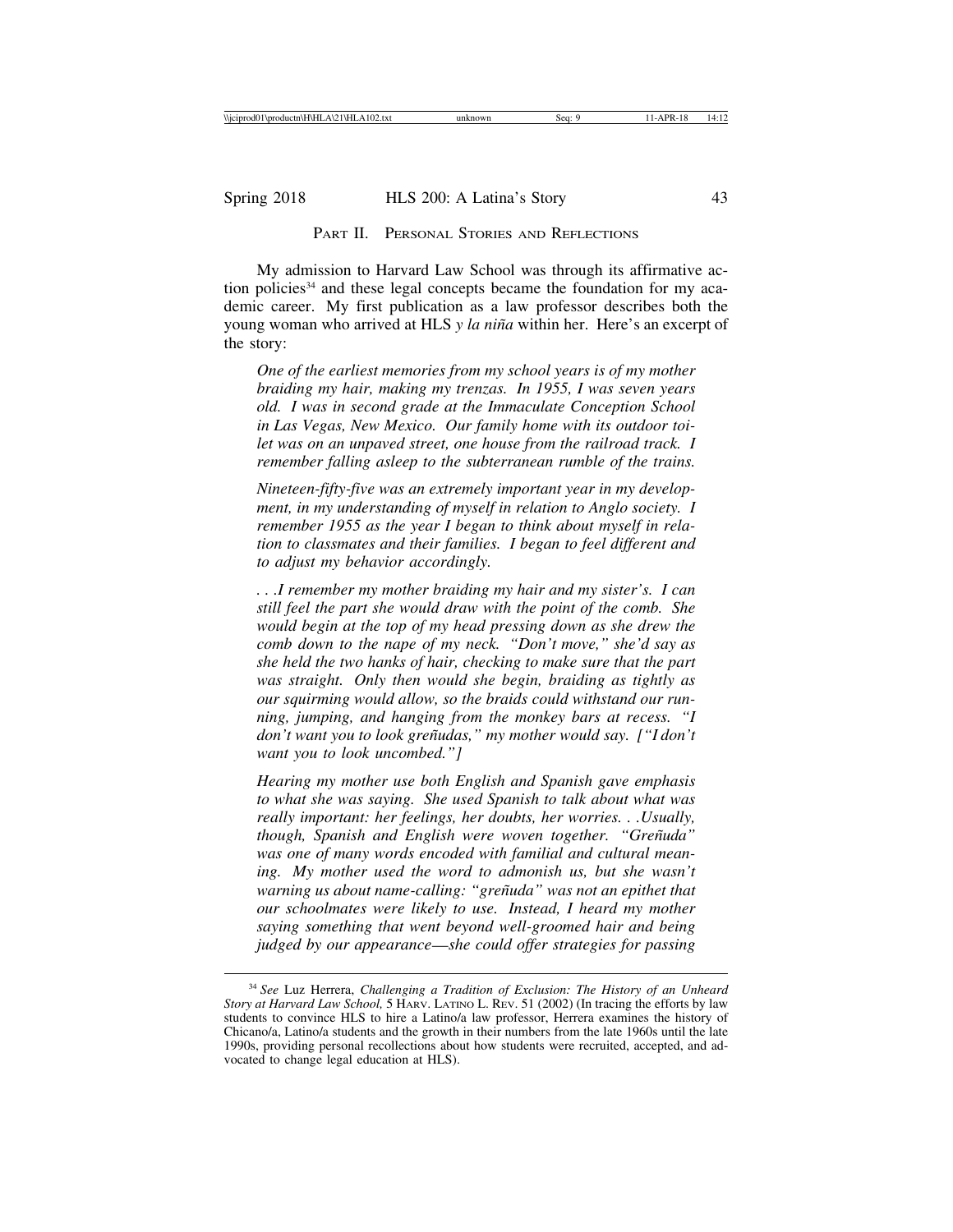## Part II. Personal Stories and Reflections

My admission to Harvard Law School was through its affirmative action policies[34] and these legal concepts became the foundation for my academic career. My first publication as a law professor describes both the young woman who arrived at HLS *y la niña* within her. Here's an excerpt of the story:

> *One of the earliest memories from my school years is of my mother braiding my hair, making my trenzas. In 1955, I was seven years old. I was in second grade at the Immaculate Conception School in Las Vegas, New Mexico. Our family home with its outdoor toilet was on an unpaved street, one house from the railroad track. I remember falling asleep to the subterranean rumble of the trains.*
>
> *Nineteen-fifty-five was an extremely important year in my development, in my understanding of myself in relation to Anglo society. I remember 1955 as the year I began to think about myself in relation to classmates and their families. I began to feel different and to adjust my behavior accordingly.*
>
> *. . .I remember my mother braiding my hair and my sister's. I can still feel the part she would draw with the point of the comb. She would begin at the top of my head pressing down as she drew the comb down to the nape of my neck. "Don't move," she'd say as she held the two hanks of hair, checking to make sure that the part was straight. Only then would she begin, braiding as tightly as our squirming would allow, so the braids could withstand our running, jumping, and hanging from the monkey bars at recess. "I don't want you to look greñudas," my mother would say. ["I don't want you to look uncombed."]*
>
> *Hearing my mother use both English and Spanish gave emphasis to what she was saying. She used Spanish to talk about what was really important: her feelings, her doubts, her worries. . .Usually, though, Spanish and English were woven together. "Greñuda" was one of many words encoded with familial and cultural meaning. My mother used the word to admonish us, but she wasn't warning us about name-calling: "greñuda" was not an epithet that our schoolmates were likely to use. Instead, I heard my mother saying something that went beyond well-groomed hair and being judged by our appearance—she could offer strategies for passing*

---

[34] *See* Luz Herrera, *Challenging a Tradition of Exclusion: The History of an Unheard Story at Harvard Law School,* 5 Harv. Latino L. Rev. 51 (2002) (In tracing the efforts by law students to convince HLS to hire a Latino/a law professor, Herrera examines the history of Chicano/a, Latino/a students and the growth in their numbers from the late 1960s until the late 1990s, providing personal recollections about how students were recruited, accepted, and advocated to change legal education at HLS).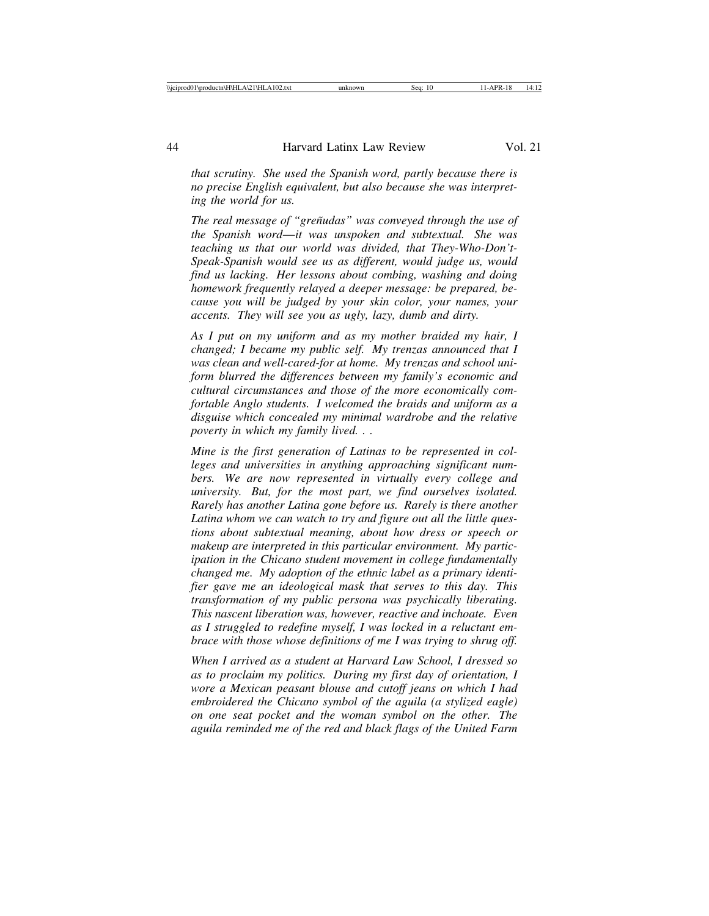*that scrutiny. She used the Spanish word, partly because there is no precise English equivalent, but also because she was interpreting the world for us.*

*The real message of "greñudas" was conveyed through the use of the Spanish word—it was unspoken and subtextual. She was teaching us that our world was divided, that They-Who-Don't-Speak-Spanish would see us as different, would judge us, would find us lacking. Her lessons about combing, washing and doing homework frequently relayed a deeper message: be prepared, because you will be judged by your skin color, your names, your accents. They will see you as ugly, lazy, dumb and dirty.*

*As I put on my uniform and as my mother braided my hair, I changed; I became my public self. My trenzas announced that I was clean and well-cared-for at home. My trenzas and school uniform blurred the differences between my family's economic and cultural circumstances and those of the more economically comfortable Anglo students. I welcomed the braids and uniform as a disguise which concealed my minimal wardrobe and the relative poverty in which my family lived. . .*

*Mine is the first generation of Latinas to be represented in colleges and universities in anything approaching significant numbers. We are now represented in virtually every college and university. But, for the most part, we find ourselves isolated. Rarely has another Latina gone before us. Rarely is there another Latina whom we can watch to try and figure out all the little questions about subtextual meaning, about how dress or speech or makeup are interpreted in this particular environment. My participation in the Chicano student movement in college fundamentally changed me. My adoption of the ethnic label as a primary identifier gave me an ideological mask that serves to this day. This transformation of my public persona was psychically liberating. This nascent liberation was, however, reactive and inchoate. Even as I struggled to redefine myself, I was locked in a reluctant embrace with those whose definitions of me I was trying to shrug off.*

*When I arrived as a student at Harvard Law School, I dressed so as to proclaim my politics. During my first day of orientation, I wore a Mexican peasant blouse and cutoff jeans on which I had embroidered the Chicano symbol of the aguila (a stylized eagle) on one seat pocket and the woman symbol on the other. The aguila reminded me of the red and black flags of the United Farm*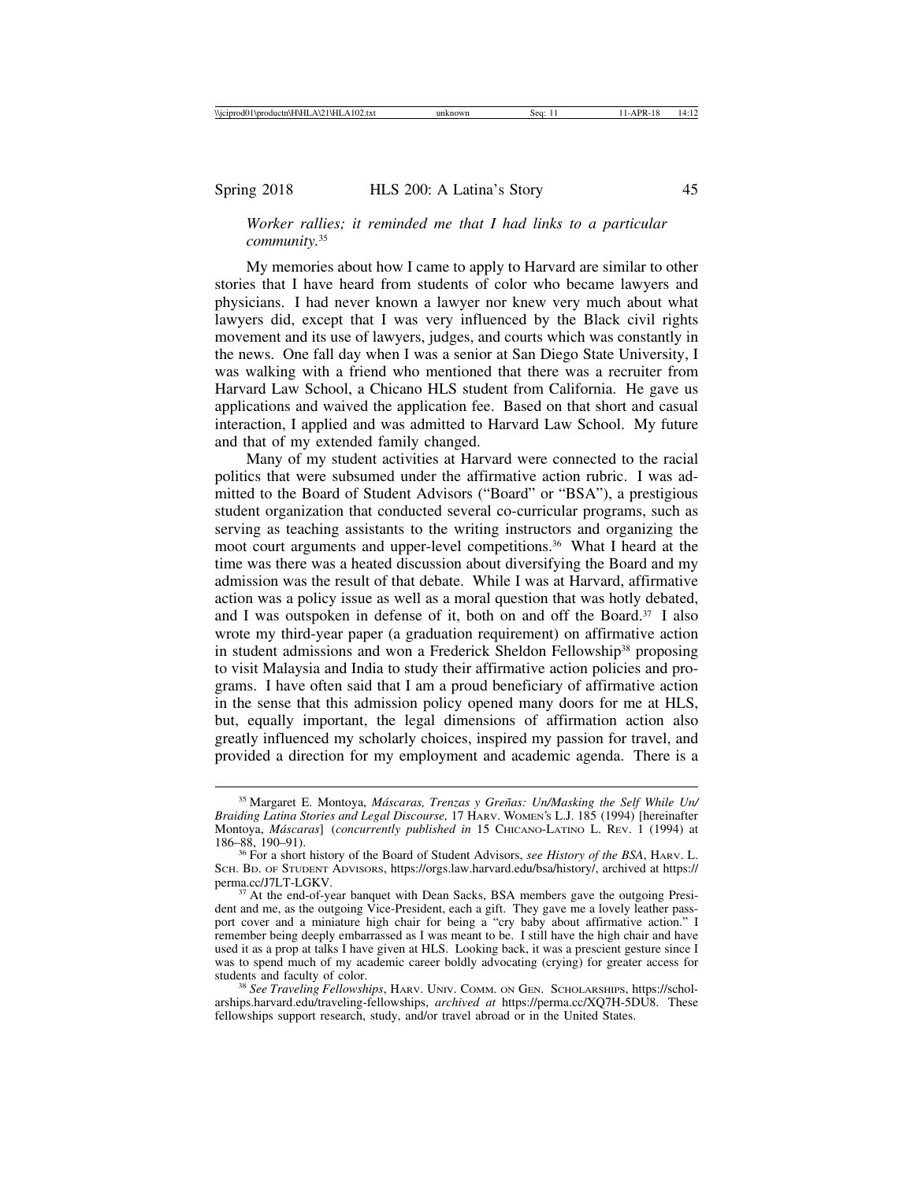*Worker rallies; it reminded me that I had links to a particular community.*[35]

My memories about how I came to apply to Harvard are similar to other stories that I have heard from students of color who became lawyers and physicians. I had never known a lawyer nor knew very much about what lawyers did, except that I was very influenced by the Black civil rights movement and its use of lawyers, judges, and courts which was constantly in the news. One fall day when I was a senior at San Diego State University, I was walking with a friend who mentioned that there was a recruiter from Harvard Law School, a Chicano HLS student from California. He gave us applications and waived the application fee. Based on that short and casual interaction, I applied and was admitted to Harvard Law School. My future and that of my extended family changed.

Many of my student activities at Harvard were connected to the racial politics that were subsumed under the affirmative action rubric. I was admitted to the Board of Student Advisors ("Board" or "BSA"), a prestigious student organization that conducted several co-curricular programs, such as serving as teaching assistants to the writing instructors and organizing the moot court arguments and upper-level competitions.[36] What I heard at the time was there was a heated discussion about diversifying the Board and my admission was the result of that debate. While I was at Harvard, affirmative action was a policy issue as well as a moral question that was hotly debated, and I was outspoken in defense of it, both on and off the Board.[37] I also wrote my third-year paper (a graduation requirement) on affirmative action in student admissions and won a Frederick Sheldon Fellowship[38] proposing to visit Malaysia and India to study their affirmative action policies and programs. I have often said that I am a proud beneficiary of affirmative action in the sense that this admission policy opened many doors for me at HLS, but, equally important, the legal dimensions of affirmation action also greatly influenced my scholarly choices, inspired my passion for travel, and provided a direction for my employment and academic agenda. There is a

---

[35] Margaret E. Montoya, *Máscaras, Trenzas y Greñas: Un/Masking the Self While Un/Braiding Latina Stories and Legal Discourse,* 17 HARV. WOMEN'S L.J. 185 (1994) [hereinafter Montoya, *Máscaras*] (*concurrently published in* 15 CHICANO-LATINO L. REV. 1 (1994) at 186–88, 190–91).

[36] For a short history of the Board of Student Advisors, *see History of the BSA*, HARV. L. SCH. BD. OF STUDENT ADVISORS, https://orgs.law.harvard.edu/bsa/history/, archived at https://perma.cc/J7LT-LGKV.

[37] At the end-of-year banquet with Dean Sacks, BSA members gave the outgoing President and me, as the outgoing Vice-President, each a gift. They gave me a lovely leather passport cover and a miniature high chair for being a "cry baby about affirmative action." I remember being deeply embarrassed as I was meant to be. I still have the high chair and have used it as a prop at talks I have given at HLS. Looking back, it was a prescient gesture since I was to spend much of my academic career boldly advocating (crying) for greater access for students and faculty of color.

[38] *See Traveling Fellowships*, HARV. UNIV. COMM. ON GEN. SCHOLARSHIPS, https://scholarships.harvard.edu/traveling-fellowships, *archived at* https://perma.cc/XQ7H-5DU8. These fellowships support research, study, and/or travel abroad or in the United States.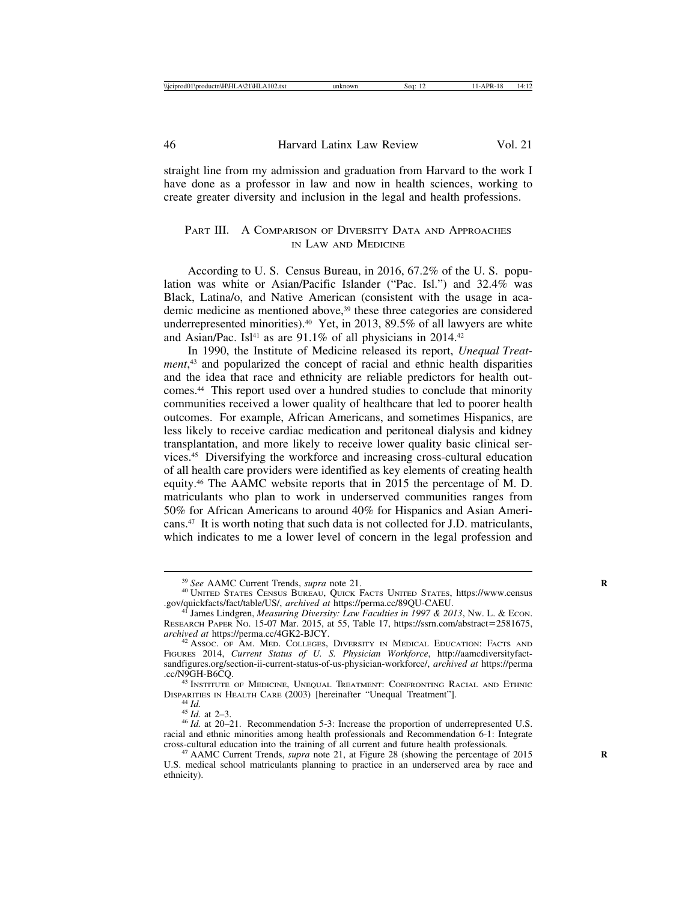straight line from my admission and graduation from Harvard to the work I have done as a professor in law and now in health sciences, working to create greater diversity and inclusion in the legal and health professions.

## PART III. A COMPARISON OF DIVERSITY DATA AND APPROACHES IN LAW AND MEDICINE

According to U. S. Census Bureau, in 2016, 67.2% of the U. S. population was white or Asian/Pacific Islander ("Pac. Isl.") and 32.4% was Black, Latina/o, and Native American (consistent with the usage in academic medicine as mentioned above,[39] these three categories are considered underrepresented minorities).[40] Yet, in 2013, 89.5% of all lawyers are white and Asian/Pac. Isl[41] as are 91.1% of all physicians in 2014.[42]

In 1990, the Institute of Medicine released its report, *Unequal Treatment*,[43] and popularized the concept of racial and ethnic health disparities and the idea that race and ethnicity are reliable predictors for health outcomes.[44] This report used over a hundred studies to conclude that minority communities received a lower quality of healthcare that led to poorer health outcomes. For example, African Americans, and sometimes Hispanics, are less likely to receive cardiac medication and peritoneal dialysis and kidney transplantation, and more likely to receive lower quality basic clinical services.[45] Diversifying the workforce and increasing cross-cultural education of all health care providers were identified as key elements of creating health equity.[46] The AAMC website reports that in 2015 the percentage of M. D. matriculants who plan to work in underserved communities ranges from 50% for African Americans to around 40% for Hispanics and Asian Americans.[47] It is worth noting that such data is not collected for J.D. matriculants, which indicates to me a lower level of concern in the legal profession and

---

[39] *See* AAMC Current Trends, *supra* note 21.

[40] UNITED STATES CENSUS BUREAU, QUICK FACTS UNITED STATES, https://www.census.gov/quickfacts/fact/table/US/, *archived at* https://perma.cc/89QU-CAEU.

[41] James Lindgren, *Measuring Diversity: Law Faculties in 1997 & 2013*, NW. L. & ECON. RESEARCH PAPER NO. 15-07 Mar. 2015, at 55, Table 17, https://ssrn.com/abstract=2581675, *archived at* https://perma.cc/4GK2-BJCY.

[42] ASSOC. OF AM. MED. COLLEGES, DIVERSITY IN MEDICAL EDUCATION: FACTS AND FIGURES 2014, *Current Status of U. S. Physician Workforce*, http://aamcdiversityfactsandfigures.org/section-ii-current-status-of-us-physician-workforce/, *archived at* https://perma.cc/N9GH-B6CQ.

[43] INSTITUTE OF MEDICINE, UNEQUAL TREATMENT: CONFRONTING RACIAL AND ETHNIC DISPARITIES IN HEALTH CARE (2003) [hereinafter "Unequal Treatment"].

[44] *Id.*

[45] *Id.* at 2–3.

[46] *Id.* at 20–21. Recommendation 5-3: Increase the proportion of underrepresented U.S. racial and ethnic minorities among health professionals and Recommendation 6-1: Integrate cross-cultural education into the training of all current and future health professionals.

[47] AAMC Current Trends, *supra* note 21, at Figure 28 (showing the percentage of 2015 U.S. medical school matriculants planning to practice in an underserved area by race and ethnicity).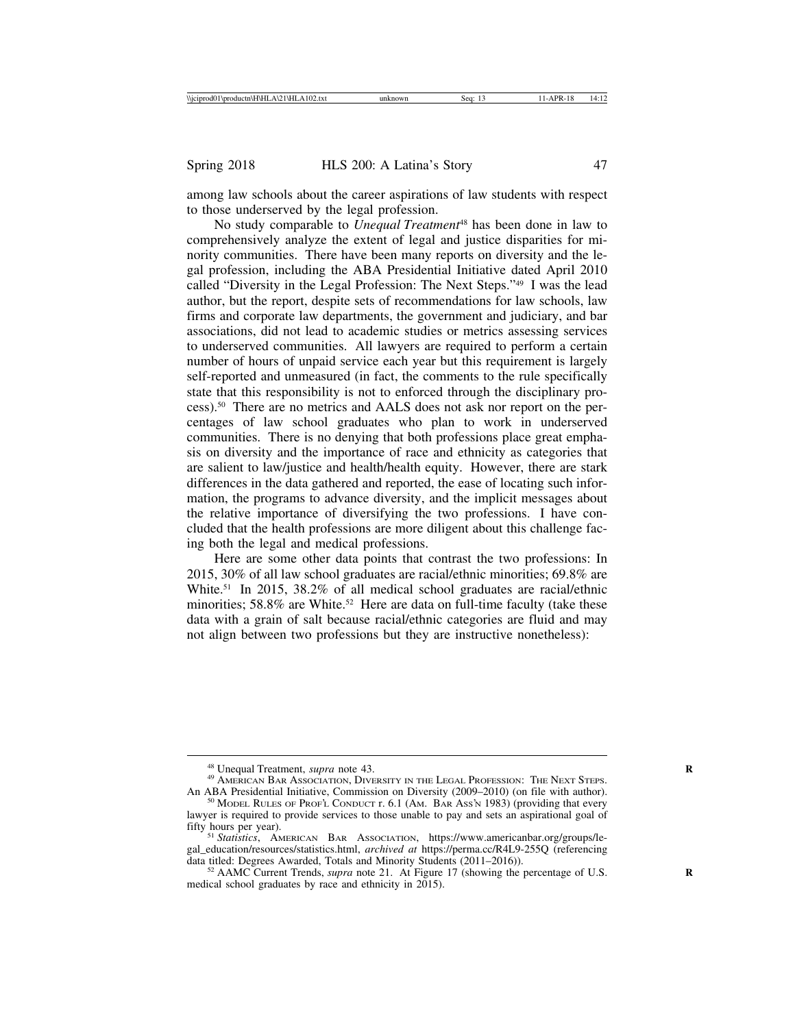among law schools about the career aspirations of law students with respect to those underserved by the legal profession.

No study comparable to *Unequal Treatment*[48] has been done in law to comprehensively analyze the extent of legal and justice disparities for minority communities. There have been many reports on diversity and the legal profession, including the ABA Presidential Initiative dated April 2010 called "Diversity in the Legal Profession: The Next Steps."[49] I was the lead author, but the report, despite sets of recommendations for law schools, law firms and corporate law departments, the government and judiciary, and bar associations, did not lead to academic studies or metrics assessing services to underserved communities. All lawyers are required to perform a certain number of hours of unpaid service each year but this requirement is largely self-reported and unmeasured (in fact, the comments to the rule specifically state that this responsibility is not to enforced through the disciplinary process).[50] There are no metrics and AALS does not ask nor report on the percentages of law school graduates who plan to work in underserved communities. There is no denying that both professions place great emphasis on diversity and the importance of race and ethnicity as categories that are salient to law/justice and health/health equity. However, there are stark differences in the data gathered and reported, the ease of locating such information, the programs to advance diversity, and the implicit messages about the relative importance of diversifying the two professions. I have concluded that the health professions are more diligent about this challenge facing both the legal and medical professions.

Here are some other data points that contrast the two professions: In 2015, 30% of all law school graduates are racial/ethnic minorities; 69.8% are White.[51] In 2015, 38.2% of all medical school graduates are racial/ethnic minorities; 58.8% are White.[52] Here are data on full-time faculty (take these data with a grain of salt because racial/ethnic categories are fluid and may not align between two professions but they are instructive nonetheless):

---

[48] Unequal Treatment, *supra* note 43.

[49] American Bar Association, Diversity in the Legal Profession: The Next Steps. An ABA Presidential Initiative, Commission on Diversity (2009–2010) (on file with author).

[50] Model Rules of Prof'l Conduct r. 6.1 (Am. Bar Ass'n 1983) (providing that every lawyer is required to provide services to those unable to pay and sets an aspirational goal of fifty hours per year).

[51] *Statistics*, American Bar Association, https://www.americanbar.org/groups/legal_education/resources/statistics.html, *archived at* https://perma.cc/R4L9-255Q (referencing data titled: Degrees Awarded, Totals and Minority Students (2011–2016)).

[52] AAMC Current Trends, *supra* note 21. At Figure 17 (showing the percentage of U.S. medical school graduates by race and ethnicity in 2015).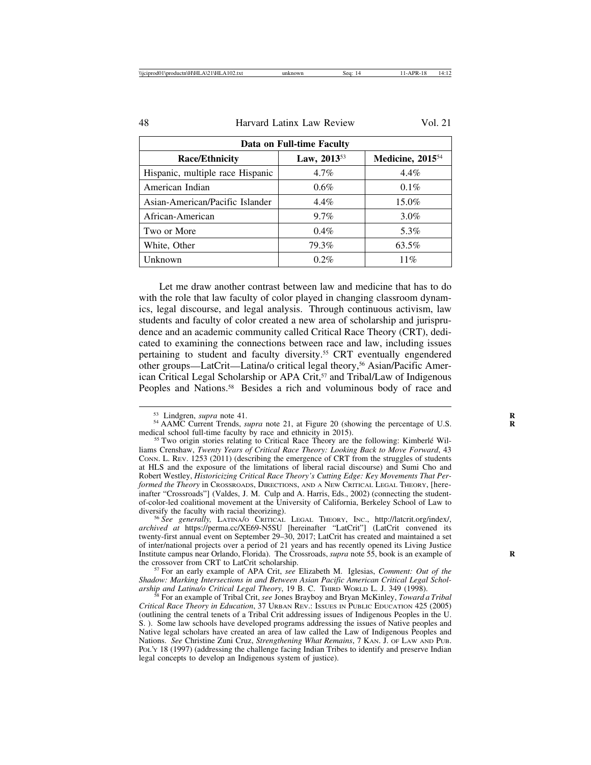| Data on Full-time Faculty | | |
|---|---|---|
| **Race/Ethnicity** | **Law, 2013**[53] | **Medicine, 2015**[54] |
| Hispanic, multiple race Hispanic | 4.7% | 4.4% |
| American Indian | 0.6% | 0.1% |
| Asian-American/Pacific Islander | 4.4% | 15.0% |
| African-American | 9.7% | 3.0% |
| Two or More | 0.4% | 5.3% |
| White, Other | 79.3% | 63.5% |
| Unknown | 0.2% | 11% |

Let me draw another contrast between law and medicine that has to do with the role that law faculty of color played in changing classroom dynamics, legal discourse, and legal analysis. Through continuous activism, law students and faculty of color created a new area of scholarship and jurisprudence and an academic community called Critical Race Theory (CRT), dedicated to examining the connections between race and law, including issues pertaining to student and faculty diversity.[55] CRT eventually engendered other groups—LatCrit—Latina/o critical legal theory,[56] Asian/Pacific American Critical Legal Scholarship or APA Crit,[57] and Tribal/Law of Indigenous Peoples and Nations.[58] Besides a rich and voluminous body of race and

---

[53] Lindgren, *supra* note 41.

[54] AAMC Current Trends, *supra* note 21, at Figure 20 (showing the percentage of U.S. medical school full-time faculty by race and ethnicity in 2015).

[55] Two origin stories relating to Critical Race Theory are the following: Kimberlé Williams Crenshaw, *Twenty Years of Critical Race Theory: Looking Back to Move Forward*, 43 CONN. L. REV. 1253 (2011) (describing the emergence of CRT from the struggles of students at HLS and the exposure of the limitations of liberal racial discourse) and Sumi Cho and Robert Westley, *Historicizing Critical Race Theory's Cutting Edge: Key Movements That Performed the Theory* in CROSSROADS, DIRECTIONS, AND A NEW CRITICAL LEGAL THEORY, [hereinafter "Crossroads"] (Valdes, J. M. Culp and A. Harris, Eds., 2002) (connecting the student-of-color-led coalitional movement at the University of California, Berkeley School of Law to diversify the faculty with racial theorizing).

[56] *See generally,* LATINA/O CRITICAL LEGAL THEORY, INC., http://latcrit.org/index/, *archived at* https://perma.cc/XE69-N5SU [hereinafter "LatCrit"] (LatCrit convened its twenty-first annual event on September 29–30, 2017; LatCrit has created and maintained a set of inter/national projects over a period of 21 years and has recently opened its Living Justice Institute campus near Orlando, Florida). The Crossroads, *supra* note 55, book is an example of the crossover from CRT to LatCrit scholarship.

[57] For an early example of APA Crit, *see* Elizabeth M. Iglesias, *Comment: Out of the Shadow: Marking Intersections in and Between Asian Pacific American Critical Legal Scholarship and Latina/o Critical Legal Theory*, 19 B. C. THIRD WORLD L. J. 349 (1998).

[58] For an example of Tribal Crit, *see* Jones Brayboy and Bryan McKinley, *Toward a Tribal Critical Race Theory in Education*, 37 URBAN REV.: ISSUES IN PUBLIC EDUCATION 425 (2005) (outlining the central tenets of a Tribal Crit addressing issues of Indigenous Peoples in the U. S. ). Some law schools have developed programs addressing the issues of Native peoples and Native legal scholars have created an area of law called the Law of Indigenous Peoples and Nations. *See* Christine Zuni Cruz, *Strengthening What Remains*, 7 KAN. J. OF LAW AND PUB. POL'Y 18 (1997) (addressing the challenge facing Indian Tribes to identify and preserve Indian legal concepts to develop an Indigenous system of justice).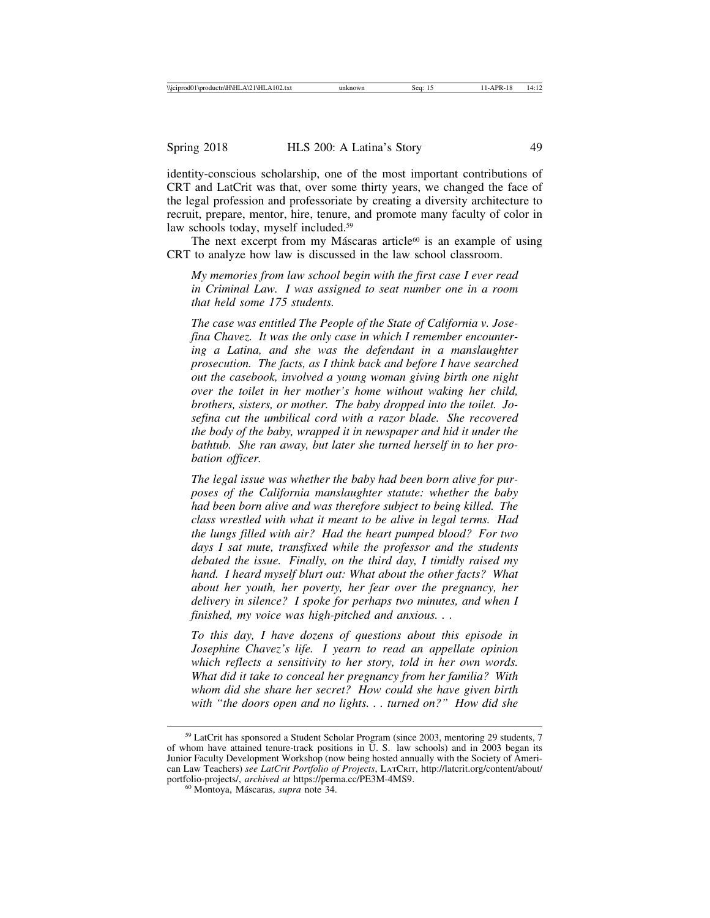identity-conscious scholarship, one of the most important contributions of CRT and LatCrit was that, over some thirty years, we changed the face of the legal profession and professoriate by creating a diversity architecture to recruit, prepare, mentor, hire, tenure, and promote many faculty of color in law schools today, myself included.[59]

The next excerpt from my Máscaras article[60] is an example of using CRT to analyze how law is discussed in the law school classroom.

> *My memories from law school begin with the first case I ever read in Criminal Law. I was assigned to seat number one in a room that held some 175 students.*
>
> *The case was entitled The People of the State of California v. Josefina Chavez. It was the only case in which I remember encountering a Latina, and she was the defendant in a manslaughter prosecution. The facts, as I think back and before I have searched out the casebook, involved a young woman giving birth one night over the toilet in her mother's home without waking her child, brothers, sisters, or mother. The baby dropped into the toilet. Josefina cut the umbilical cord with a razor blade. She recovered the body of the baby, wrapped it in newspaper and hid it under the bathtub. She ran away, but later she turned herself in to her probation officer.*
>
> *The legal issue was whether the baby had been born alive for purposes of the California manslaughter statute: whether the baby had been born alive and was therefore subject to being killed. The class wrestled with what it meant to be alive in legal terms. Had the lungs filled with air? Had the heart pumped blood? For two days I sat mute, transfixed while the professor and the students debated the issue. Finally, on the third day, I timidly raised my hand. I heard myself blurt out: What about the other facts? What about her youth, her poverty, her fear over the pregnancy, her delivery in silence? I spoke for perhaps two minutes, and when I finished, my voice was high-pitched and anxious. . .*
>
> *To this day, I have dozens of questions about this episode in Josephine Chavez's life. I yearn to read an appellate opinion which reflects a sensitivity to her story, told in her own words. What did it take to conceal her pregnancy from her familia? With whom did she share her secret? How could she have given birth with "the doors open and no lights. . . turned on?" How did she*

[59] LatCrit has sponsored a Student Scholar Program (since 2003, mentoring 29 students, 7 of whom have attained tenure-track positions in U. S. law schools) and in 2003 began its Junior Faculty Development Workshop (now being hosted annually with the Society of American Law Teachers) *see LatCrit Portfolio of Projects*, LatCrit, http://latcrit.org/content/about/portfolio-projects/, *archived at* https://perma.cc/PE3M-4MS9.

[60] Montoya, Máscaras, *supra* note 34.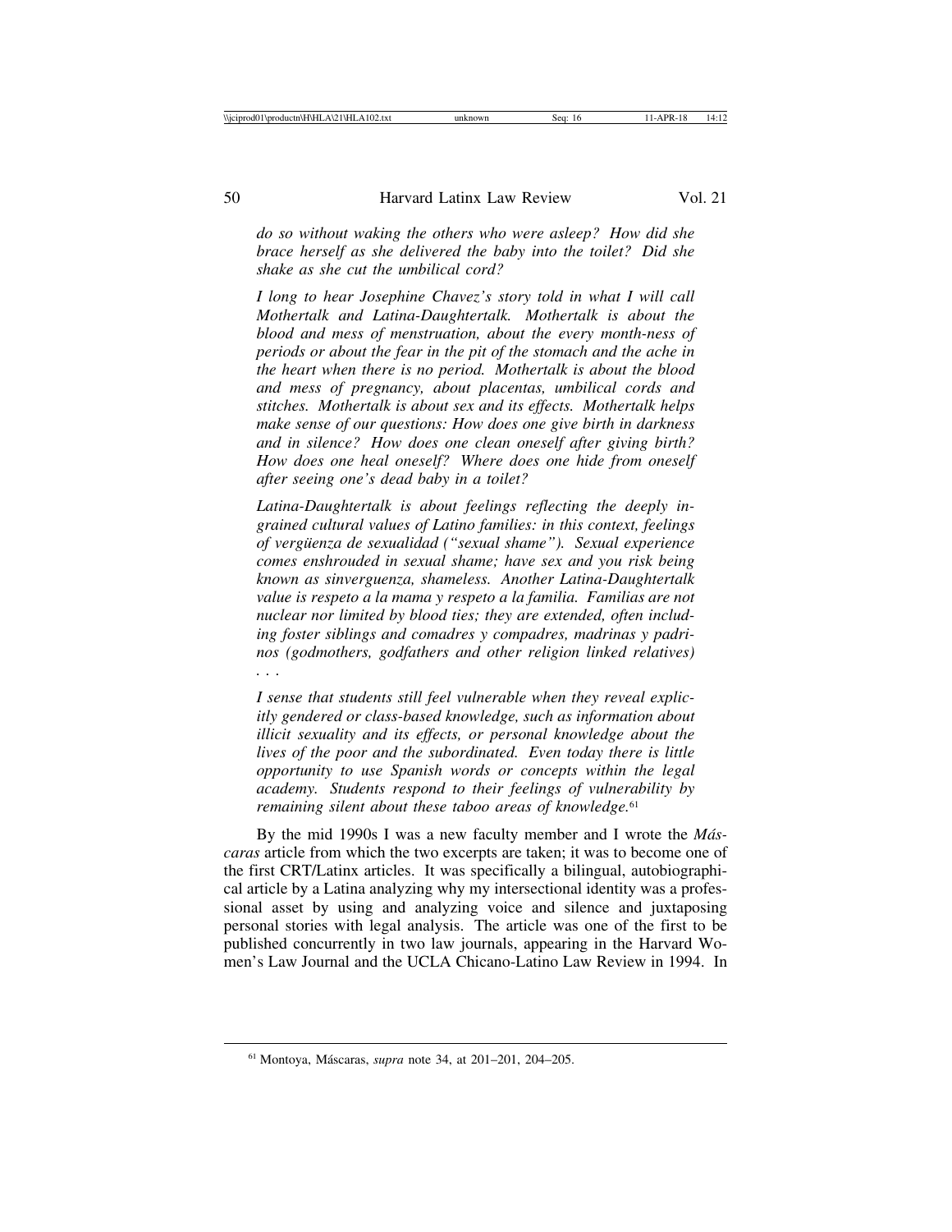*do so without waking the others who were asleep? How did she brace herself as she delivered the baby into the toilet? Did she shake as she cut the umbilical cord?*

*I long to hear Josephine Chavez's story told in what I will call Mothertalk and Latina-Daughtertalk. Mothertalk is about the blood and mess of menstruation, about the every month-ness of periods or about the fear in the pit of the stomach and the ache in the heart when there is no period. Mothertalk is about the blood and mess of pregnancy, about placentas, umbilical cords and stitches. Mothertalk is about sex and its effects. Mothertalk helps make sense of our questions: How does one give birth in darkness and in silence? How does one clean oneself after giving birth? How does one heal oneself? Where does one hide from oneself after seeing one's dead baby in a toilet?*

*Latina-Daughtertalk is about feelings reflecting the deeply ingrained cultural values of Latino families: in this context, feelings of vergüenza de sexualidad ("sexual shame"). Sexual experience comes enshrouded in sexual shame; have sex and you risk being known as sinverguenza, shameless. Another Latina-Daughtertalk value is respeto a la mama y respeto a la familia. Familias are not nuclear nor limited by blood ties; they are extended, often including foster siblings and comadres y compadres, madrinas y padrinos (godmothers, godfathers and other religion linked relatives) . . .*

*I sense that students still feel vulnerable when they reveal explicitly gendered or class-based knowledge, such as information about illicit sexuality and its effects, or personal knowledge about the lives of the poor and the subordinated. Even today there is little opportunity to use Spanish words or concepts within the legal academy. Students respond to their feelings of vulnerability by remaining silent about these taboo areas of knowledge.*[61]

By the mid 1990s I was a new faculty member and I wrote the *Máscaras* article from which the two excerpts are taken; it was to become one of the first CRT/Latinx articles. It was specifically a bilingual, autobiographical article by a Latina analyzing why my intersectional identity was a professional asset by using and analyzing voice and silence and juxtaposing personal stories with legal analysis. The article was one of the first to be published concurrently in two law journals, appearing in the Harvard Women's Law Journal and the UCLA Chicano-Latino Law Review in 1994. In

[61] Montoya, Máscaras, *supra* note 34, at 201–201, 204–205.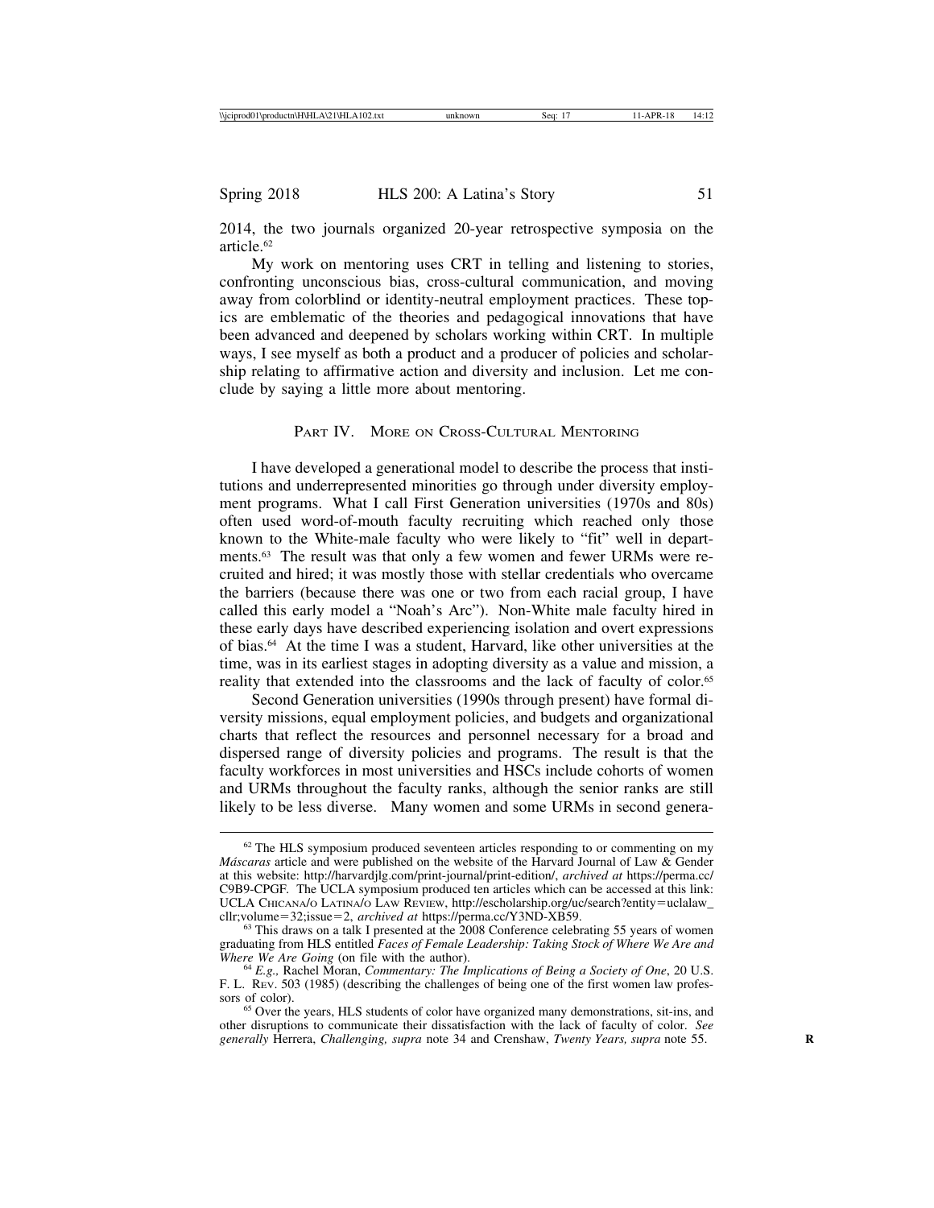2014, the two journals organized 20-year retrospective symposia on the article.[62]

My work on mentoring uses CRT in telling and listening to stories, confronting unconscious bias, cross-cultural communication, and moving away from colorblind or identity-neutral employment practices. These topics are emblematic of the theories and pedagogical innovations that have been advanced and deepened by scholars working within CRT. In multiple ways, I see myself as both a product and a producer of policies and scholarship relating to affirmative action and diversity and inclusion. Let me conclude by saying a little more about mentoring.

## Part IV. More on Cross-Cultural Mentoring

I have developed a generational model to describe the process that institutions and underrepresented minorities go through under diversity employment programs. What I call First Generation universities (1970s and 80s) often used word-of-mouth faculty recruiting which reached only those known to the White-male faculty who were likely to "fit" well in departments.[63] The result was that only a few women and fewer URMs were recruited and hired; it was mostly those with stellar credentials who overcame the barriers (because there was one or two from each racial group, I have called this early model a "Noah's Arc"). Non-White male faculty hired in these early days have described experiencing isolation and overt expressions of bias.[64] At the time I was a student, Harvard, like other universities at the time, was in its earliest stages in adopting diversity as a value and mission, a reality that extended into the classrooms and the lack of faculty of color.[65]

Second Generation universities (1990s through present) have formal diversity missions, equal employment policies, and budgets and organizational charts that reflect the resources and personnel necessary for a broad and dispersed range of diversity policies and programs. The result is that the faculty workforces in most universities and HSCs include cohorts of women and URMs throughout the faculty ranks, although the senior ranks are still likely to be less diverse. Many women and some URMs in second genera-

---

[62] The HLS symposium produced seventeen articles responding to or commenting on my *Máscaras* article and were published on the website of the Harvard Journal of Law & Gender at this website: http://harvardjlg.com/print-journal/print-edition/, *archived at* https://perma.cc/C9B9-CPGF. The UCLA symposium produced ten articles which can be accessed at this link: UCLA Chicana/o Latina/o Law Review, http://escholarship.org/uc/search?entity=uclalaw_cllr;volume=32;issue=2, *archived at* https://perma.cc/Y3ND-XB59.

[63] This draws on a talk I presented at the 2008 Conference celebrating 55 years of women graduating from HLS entitled *Faces of Female Leadership: Taking Stock of Where We Are and Where We Are Going* (on file with the author).

[64] *E.g.,* Rachel Moran, *Commentary: The Implications of Being a Society of One*, 20 U.S.F. L. Rev. 503 (1985) (describing the challenges of being one of the first women law professors of color).

[65] Over the years, HLS students of color have organized many demonstrations, sit-ins, and other disruptions to communicate their dissatisfaction with the lack of faculty of color. *See generally* Herrera, *Challenging, supra* note 34 and Crenshaw, *Twenty Years, supra* note 55.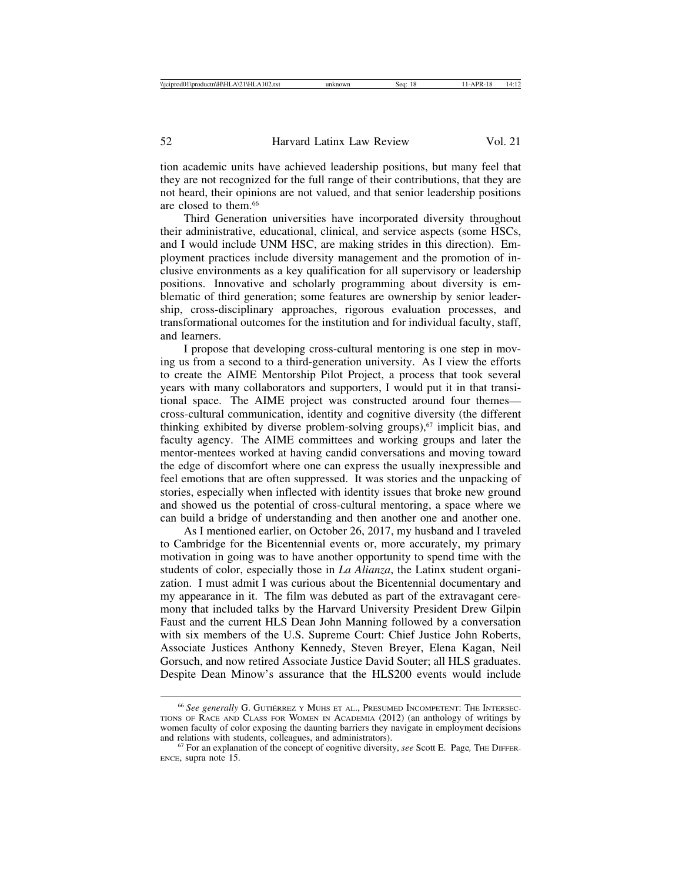tion academic units have achieved leadership positions, but many feel that they are not recognized for the full range of their contributions, that they are not heard, their opinions are not valued, and that senior leadership positions are closed to them.[66]

Third Generation universities have incorporated diversity throughout their administrative, educational, clinical, and service aspects (some HSCs, and I would include UNM HSC, are making strides in this direction). Employment practices include diversity management and the promotion of inclusive environments as a key qualification for all supervisory or leadership positions. Innovative and scholarly programming about diversity is emblematic of third generation; some features are ownership by senior leadership, cross-disciplinary approaches, rigorous evaluation processes, and transformational outcomes for the institution and for individual faculty, staff, and learners.

I propose that developing cross-cultural mentoring is one step in moving us from a second to a third-generation university. As I view the efforts to create the AIME Mentorship Pilot Project, a process that took several years with many collaborators and supporters, I would put it in that transitional space. The AIME project was constructed around four themes—cross-cultural communication, identity and cognitive diversity (the different thinking exhibited by diverse problem-solving groups),[67] implicit bias, and faculty agency. The AIME committees and working groups and later the mentor-mentees worked at having candid conversations and moving toward the edge of discomfort where one can express the usually inexpressible and feel emotions that are often suppressed. It was stories and the unpacking of stories, especially when inflected with identity issues that broke new ground and showed us the potential of cross-cultural mentoring, a space where we can build a bridge of understanding and then another one and another one.

As I mentioned earlier, on October 26, 2017, my husband and I traveled to Cambridge for the Bicentennial events or, more accurately, my primary motivation in going was to have another opportunity to spend time with the students of color, especially those in *La Alianza*, the Latinx student organization. I must admit I was curious about the Bicentennial documentary and my appearance in it. The film was debuted as part of the extravagant ceremony that included talks by the Harvard University President Drew Gilpin Faust and the current HLS Dean John Manning followed by a conversation with six members of the U.S. Supreme Court: Chief Justice John Roberts, Associate Justices Anthony Kennedy, Steven Breyer, Elena Kagan, Neil Gorsuch, and now retired Associate Justice David Souter; all HLS graduates. Despite Dean Minow's assurance that the HLS200 events would include

---

[66] *See generally* G. Gutiérrez y Muhs et al., Presumed Incompetent: The Intersections of Race and Class for Women in Academia (2012) (an anthology of writings by women faculty of color exposing the daunting barriers they navigate in employment decisions and relations with students, colleagues, and administrators).

[67] For an explanation of the concept of cognitive diversity, *see* Scott E. Page, The Difference, supra note 15.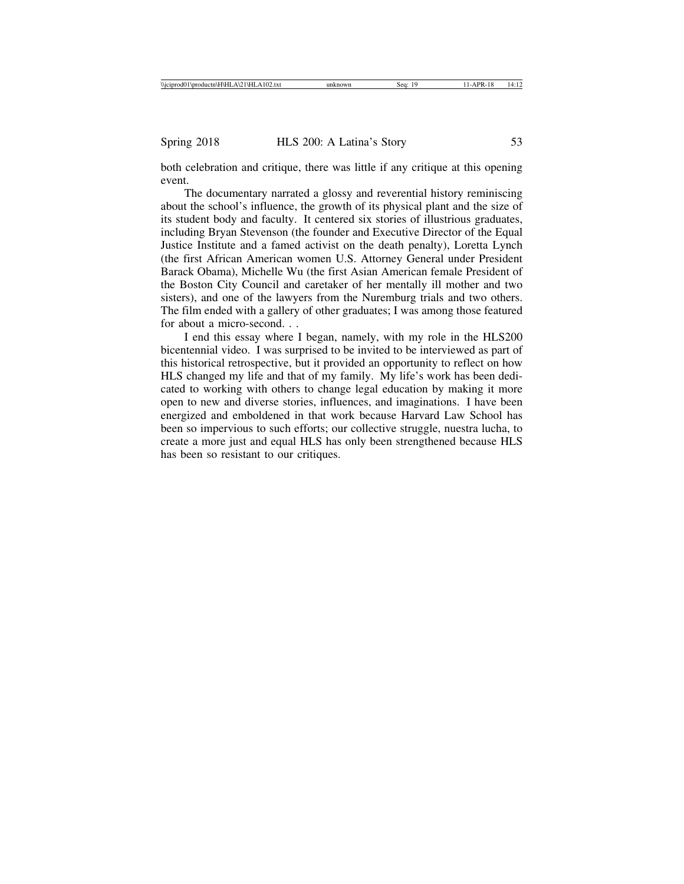both celebration and critique, there was little if any critique at this opening event.

The documentary narrated a glossy and reverential history reminiscing about the school's influence, the growth of its physical plant and the size of its student body and faculty. It centered six stories of illustrious graduates, including Bryan Stevenson (the founder and Executive Director of the Equal Justice Institute and a famed activist on the death penalty), Loretta Lynch (the first African American women U.S. Attorney General under President Barack Obama), Michelle Wu (the first Asian American female President of the Boston City Council and caretaker of her mentally ill mother and two sisters), and one of the lawyers from the Nuremburg trials and two others. The film ended with a gallery of other graduates; I was among those featured for about a micro-second. . .

I end this essay where I began, namely, with my role in the HLS200 bicentennial video. I was surprised to be invited to be interviewed as part of this historical retrospective, but it provided an opportunity to reflect on how HLS changed my life and that of my family. My life's work has been dedicated to working with others to change legal education by making it more open to new and diverse stories, influences, and imaginations. I have been energized and emboldened in that work because Harvard Law School has been so impervious to such efforts; our collective struggle, nuestra lucha, to create a more just and equal HLS has only been strengthened because HLS has been so resistant to our critiques.